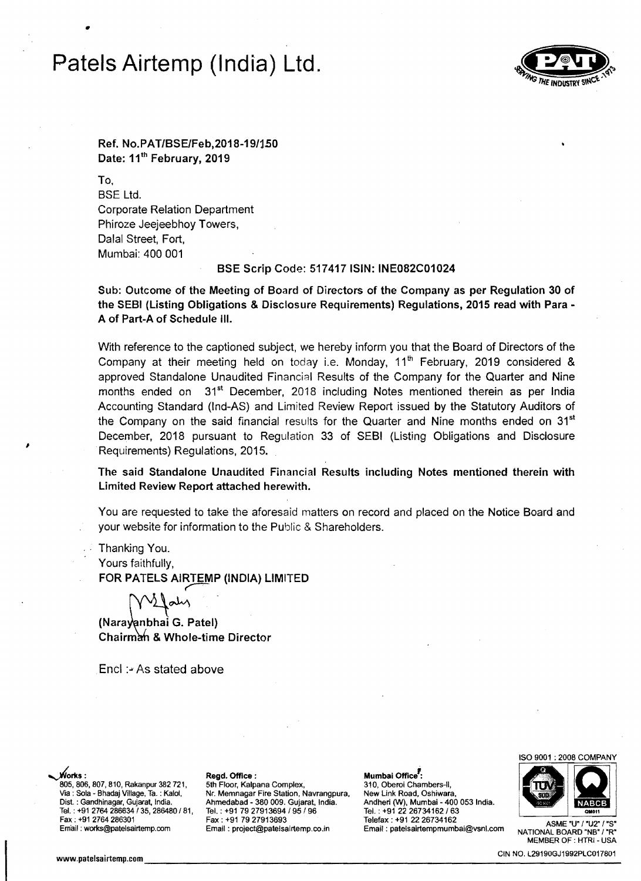# Patels Airtemp (India) Ltd.

**Ref. No.PAT/BSE/Feb,2018-19/150**
**Date: 11[th] February, 2019**

To,
BSE Ltd.
Corporate Relation Department
Phiroze Jeejeebhoy Towers,
Dalal Street, Fort,
Mumbai: 400 001

**BSE Scrip Code: 517417 ISIN: INE082C01024**

**Sub: Outcome of the Meeting of Board of Directors of the Company as per Regulation 30 of the SEBI (Listing Obligations & Disclosure Requirements) Regulations, 2015 read with Para - A of Part-A of Schedule III.**

With reference to the captioned subject, we hereby inform you that the Board of Directors of the Company at their meeting held on today i.e. Monday, 11[th] February, 2019 considered & approved Standalone Unaudited Financial Results of the Company for the Quarter and Nine months ended on 31[st] December, 2018 including Notes mentioned therein as per India Accounting Standard (Ind-AS) and Limited Review Report issued by the Statutory Auditors of the Company on the said financial results for the Quarter and Nine months ended on 31[st] December, 2018 pursuant to Regulation 33 of SEBI (Listing Obligations and Disclosure Requirements) Regulations, 2015.

**The said Standalone Unaudited Financial Results including Notes mentioned therein with Limited Review Report attached herewith.**

You are requested to take the aforesaid matters on record and placed on the Notice Board and your website for information to the Public & Shareholders.

Thanking You.
Yours faithfully,
**FOR PATELS AIRTEMP (INDIA) LIMITED**

**(Narayanbhai G. Patel)**
**Chairman & Whole-time Director**

Encl :- As stated above

**Works :** 805, 806, 807, 810, Rakanpur 382 721, Via : Sola - Bhadaj Village, Ta. : Kalol, Dist. : Gandhinagar, Gujarat, India. Tel. : +91 2764 286634 / 35, 286480 / 81, Fax : +91 2764 286301 Email : works@patelsairtemp.com

**Regd. Office :** 5th Floor, Kalpana Complex, Nr. Memnagar Fire Station, Navrangpura, Ahmedabad - 380 009. Gujarat, India. Tel. : +91 79 27913694 / 95 / 96 Fax : +91 79 27913693 Email : project@patelsairtemp.co.in

**Mumbai Office :** 310, Oberoi Chambers-II, New Link Road, Oshiwara, Andheri (W), Mumbai - 400 053 India. Tel. : +91 22 26734162 / 63 Telefax : +91 22 26734162 Email : patelsairtempmumbai@vsnl.com

ISO 9001 : 2008 COMPANY
ASME "U" / "U2" / "S" NATIONAL BOARD "NB" / "R" MEMBER OF : HTRI - USA

www.patelsairtemp.com
CIN NO. L29190GJ1992PLC017801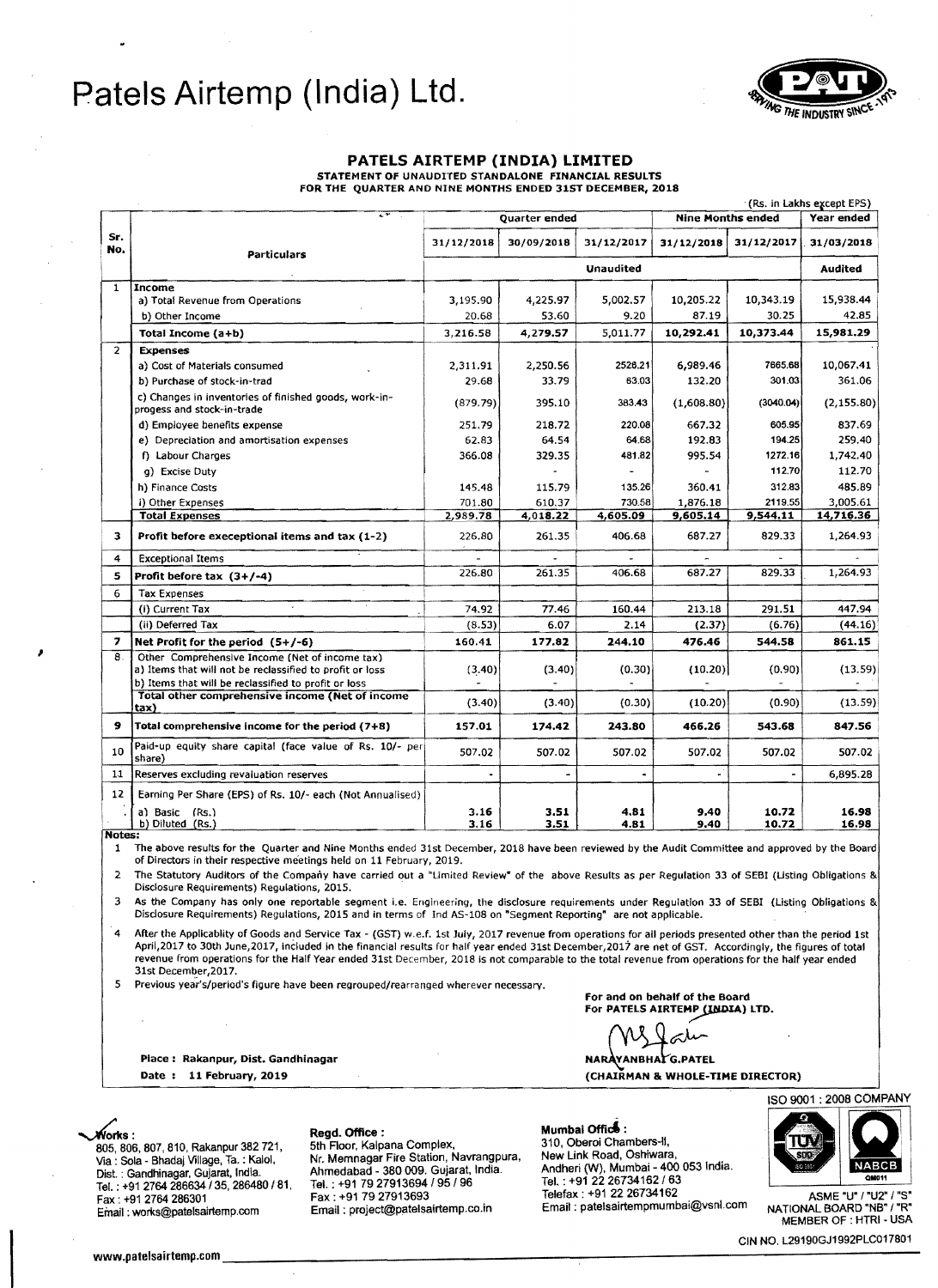# Patels Airtemp (India) Ltd.

## PATELS AIRTEMP (INDIA) LIMITED

**STATEMENT OF UNAUDITED STANDALONE FINANCIAL RESULTS FOR THE QUARTER AND NINE MONTHS ENDED 31ST DECEMBER, 2018**

(Rs. in Lakhs except EPS)

| Sr. No. | Particulars | Quarter ended | | | Nine Months ended | | Year ended |
|---|---|---|---|---|---|---|---|
| | | 31/12/2018 | 30/09/2018 | 31/12/2017 | 31/12/2018 | 31/12/2017 | 31/03/2018 |
| | | Unaudited | | | | | Audited |
| 1 | **Income** | | | | | | |
| | a) Total Revenue from Operations | 3,195.90 | 4,225.97 | 5,002.57 | 10,205.22 | 10,343.19 | 15,938.44 |
| | b) Other Income | 20.68 | 53.60 | 9.20 | 87.19 | 30.25 | 42.85 |
| | **Total Income (a+b)** | 3,216.58 | 4,279.57 | 5,011.77 | **10,292.41** | **10,373.44** | **15,981.29** |
| 2 | **Expenses** | | | | | | |
| | a) Cost of Materials consumed | 2,311.91 | 2,250.56 | 2528.21 | 6,989.46 | 7665.68 | 10,067.41 |
| | b) Purchase of stock-in-trad | 29.68 | 33.79 | 63.03 | 132.20 | 301.03 | 361.06 |
| | c) Changes in inventories of finished goods, work-in-progess and stock-in-trade | (879.79) | 395.10 | 383.43 | (1,608.80) | (3040.04) | (2,155.80) |
| | d) Employee benefits expense | 251.79 | 218.72 | 220.08 | 667.32 | 605.95 | 837.69 |
| | e) Depreciation and amortisation expenses | 62.83 | 64.54 | 64.68 | 192.83 | 194.25 | 259.40 |
| | f) Labour Charges | 366.08 | 329.35 | 481.82 | 995.54 | 1272.16 | 1,742.40 |
| | g) Excise Duty | | - | - | - | 112.70 | 112.70 |
| | h) Finance Costs | 145.48 | 115.79 | 135.26 | 360.41 | 312.83 | 485.89 |
| | i) Other Expenses | 701.80 | 610.37 | 730.58 | 1,876.18 | 2119.55 | 3,005.61 |
| | **Total Expenses** | **2,989.78** | **4,018.22** | **4,605.09** | **9,605.14** | **9,544.11** | **14,716.36** |
| 3 | **Profit before execeptional items and tax (1-2)** | 226.80 | 261.35 | 406.68 | 687.27 | 829.33 | 1,264.93 |
| 4 | Exceptional Items | - | - | - | - | - | - |
| 5 | **Profit before tax (3+/-4)** | 226.80 | 261.35 | 406.68 | 687.27 | 829.33 | 1,264.93 |
| 6 | Tax Expenses | | | | | | |
| | (i) Current Tax | 74.92 | 77.46 | 160.44 | 213.18 | 291.51 | 447.94 |
| | (ii) Deferred Tax | (8.53) | 6.07 | 2.14 | (2.37) | (6.76) | (44.16) |
| 7 | **Net Profit for the period (5+/-6)** | **160.41** | **177.82** | **244.10** | **476.46** | **544.58** | **861.15** |
| 8 | Other Comprehensive Income (Net of income tax) | | | | | | |
| | a) Items that will not be reclassified to profit or loss | (3.40) | (3.40) | (0.30) | (10.20) | (0.90) | (13.59) |
| | b) Items that will be reclassified to profit or loss | - | - | - | - | - | - |
| | **Total other comprehensive income (Net of income tax)** | (3.40) | (3.40) | (0.30) | (10.20) | (0.90) | (13.59) |
| 9 | **Total comprehensive income for the period (7+8)** | **157.01** | **174.42** | **243.80** | **466.26** | **543.68** | **847.56** |
| 10 | Paid-up equity share capital (face value of Rs. 10/- per share) | 507.02 | 507.02 | 507.02 | 507.02 | 507.02 | 507.02 |
| 11 | Reserves excluding revaluation reserves | - | - | - | - | - | 6,895.28 |
| 12 | Earning Per Share (EPS) of Rs. 10/- each (Not Annualised) | | | | | | |
| | a) Basic (Rs.) | **3.16** | **3.51** | **4.81** | **9.40** | **10.72** | **16.98** |
| | b) Diluted (Rs.) | **3.16** | **3.51** | **4.81** | **9.40** | **10.72** | **16.98** |

**Notes:**

1. The above results for the Quarter and Nine Months ended 31st December, 2018 have been reviewed by the Audit Committee and approved by the Board of Directors in their respective meetings held on 11 February, 2019.
2. The Statutory Auditors of the Company have carried out a "Limited Review" of the above Results as per Regulation 33 of SEBI (Listing Obligations & Disclosure Requirements) Regulations, 2015.
3. As the Company has only one reportable segment i.e. Engineering, the disclosure requirements under Regulation 33 of SEBI (Listing Obligations & Disclosure Requirements) Regulations, 2015 and in terms of Ind AS-108 on "Segment Reporting" are not applicable.
4. After the Applicablity of Goods and Service Tax - (GST) w.e.f. 1st July, 2017 revenue from operations for all periods presented other than the period 1st April,2017 to 30th June,2017, included in the financial results for half year ended 31st December,2017 are net of GST. Accordingly, the figures of total revenue from operations for the Half Year ended 31st December, 2018 is not comparable to the total revenue from operations for the half year ended 31st December,2017.
5. Previous year's/period's figure have been regrouped/rearranged wherever necessary.

For and on behalf of the Board
For PATELS AIRTEMP (INDIA) LTD.

NARAYANBHAI G.PATEL
**(CHAIRMAN & WHOLE-TIME DIRECTOR)**

**Place : Rakanpur, Dist. Gandhinagar**
**Date : 11 February, 2019**

**Works :**
805, 806, 807, 810, Rakanpur 382 721,
Via : Sola - Bhadaj Village, Ta. : Kalol,
Dist. : Gandhinagar, Gujarat, India.
Tel. : +91 2764 286634 / 35, 286480 / 81,
Fax : +91 2764 286301
Email : works@patelsairtemp.com

**Regd. Office :**
5th Floor, Kalpana Complex,
Nr. Memnagar Fire Station, Navrangpura,
Ahmedabad - 380 009. Gujarat, India.
Tel. : +91 79 27913694 / 95 / 96
Fax : +91 79 27913693
Email : project@patelsairtemp.co.in

**Mumbai Office :**
310, Oberoi Chambers-II,
New Link Road, Oshiwara,
Andheri (W), Mumbai - 400 053 India.
Tel. : +91 22 26734162 / 63
Telefax : +91 22 26734162
Email : patelsairtempmumbai@vsnl.com

ISO 9001 : 2008 COMPANY
ASME "U" / "U2" / "S"
NATIONAL BOARD "NB" / "R"
MEMBER OF : HTRI - USA

CIN NO. L29190GJ1992PLC017801

www.patelsairtemp.com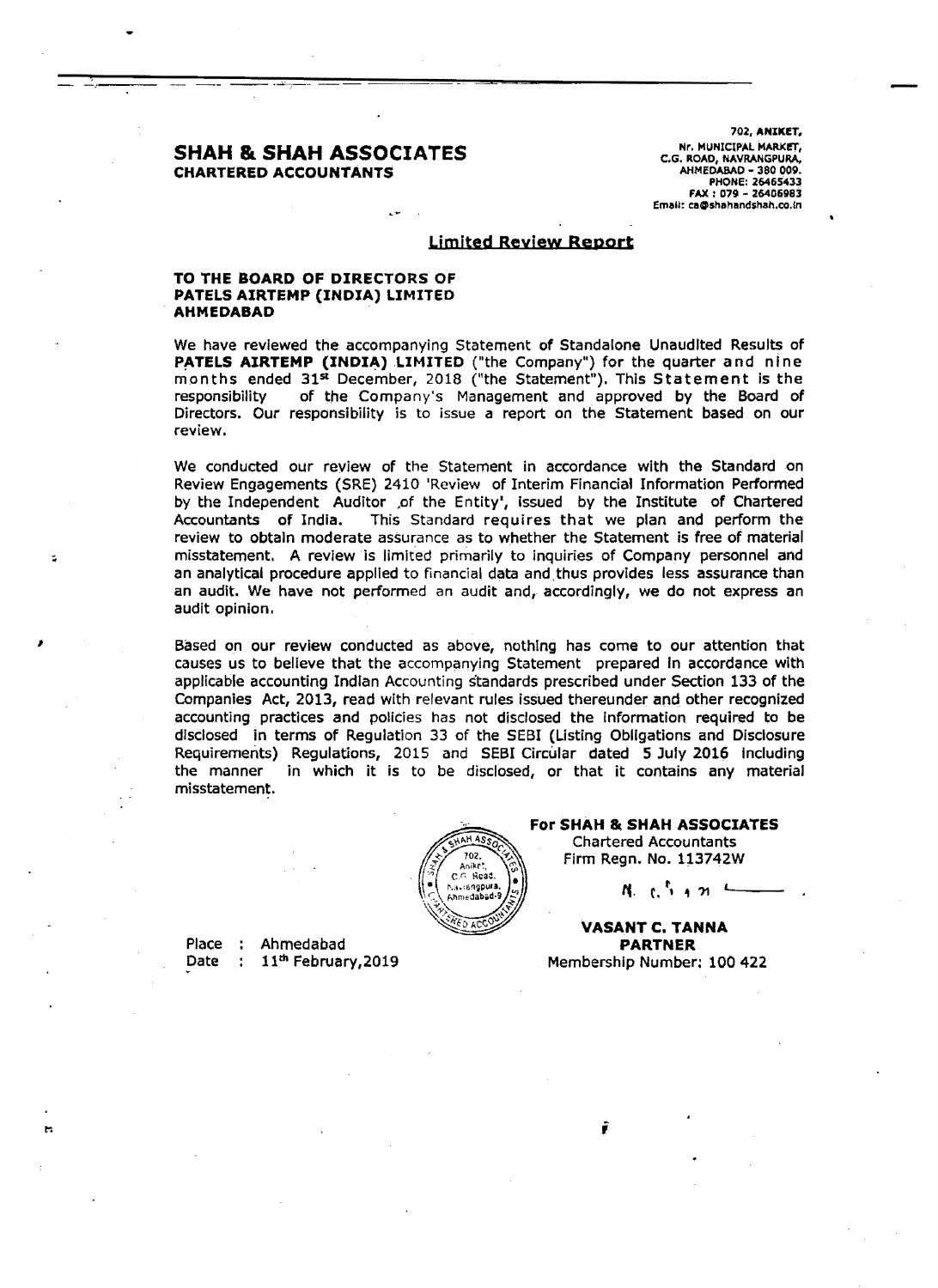## SHAH & SHAH ASSOCIATES
**CHARTERED ACCOUNTANTS**

**702, ANIKET,**
**Nr. MUNICIPAL MARKET,**
**C.G. ROAD, NAVRANGPURA,**
**AHMEDABAD - 380 009.**
**PHONE: 26465433**
**FAX : 079 - 26406983**
**Email: ca@shahandshah.co.in**

### Limited Review Report

**TO THE BOARD OF DIRECTORS OF**
**PATELS AIRTEMP (INDIA) LIMITED**
**AHMEDABAD**

We have reviewed the accompanying Statement of Standalone Unaudited Results of **PATELS AIRTEMP (INDIA) LIMITED** ("the Company") for the quarter and nine months ended 31st December, 2018 ("the Statement"). This Statement is the responsibility of the Company's Management and approved by the Board of Directors. Our responsibility is to issue a report on the Statement based on our review.

We conducted our review of the Statement in accordance with the Standard on Review Engagements (SRE) 2410 'Review of Interim Financial Information Performed by the Independent Auditor of the Entity', issued by the Institute of Chartered Accountants of India. This Standard requires that we plan and perform the review to obtain moderate assurance as to whether the Statement is free of material misstatement. A review is limited primarily to inquiries of Company personnel and an analytical procedure applied to financial data and thus provides less assurance than an audit. We have not performed an audit and, accordingly, we do not express an audit opinion.

Based on our review conducted as above, nothing has come to our attention that causes us to believe that the accompanying Statement prepared in accordance with applicable accounting Indian Accounting standards prescribed under Section 133 of the Companies Act, 2013, read with relevant rules issued thereunder and other recognized accounting practices and policies has not disclosed the information required to be disclosed in terms of Regulation 33 of the SEBI (Listing Obligations and Disclosure Requirements) Regulations, 2015 and SEBI Circular dated 5 July 2016 including the manner in which it is to be disclosed, or that it contains any material misstatement.

**For SHAH & SHAH ASSOCIATES**
Chartered Accountants
Firm Regn. No. 113742W

**VASANT C. TANNA**
**PARTNER**
Membership Number: 100 422

Place : Ahmedabad
Date : 11th February,2019